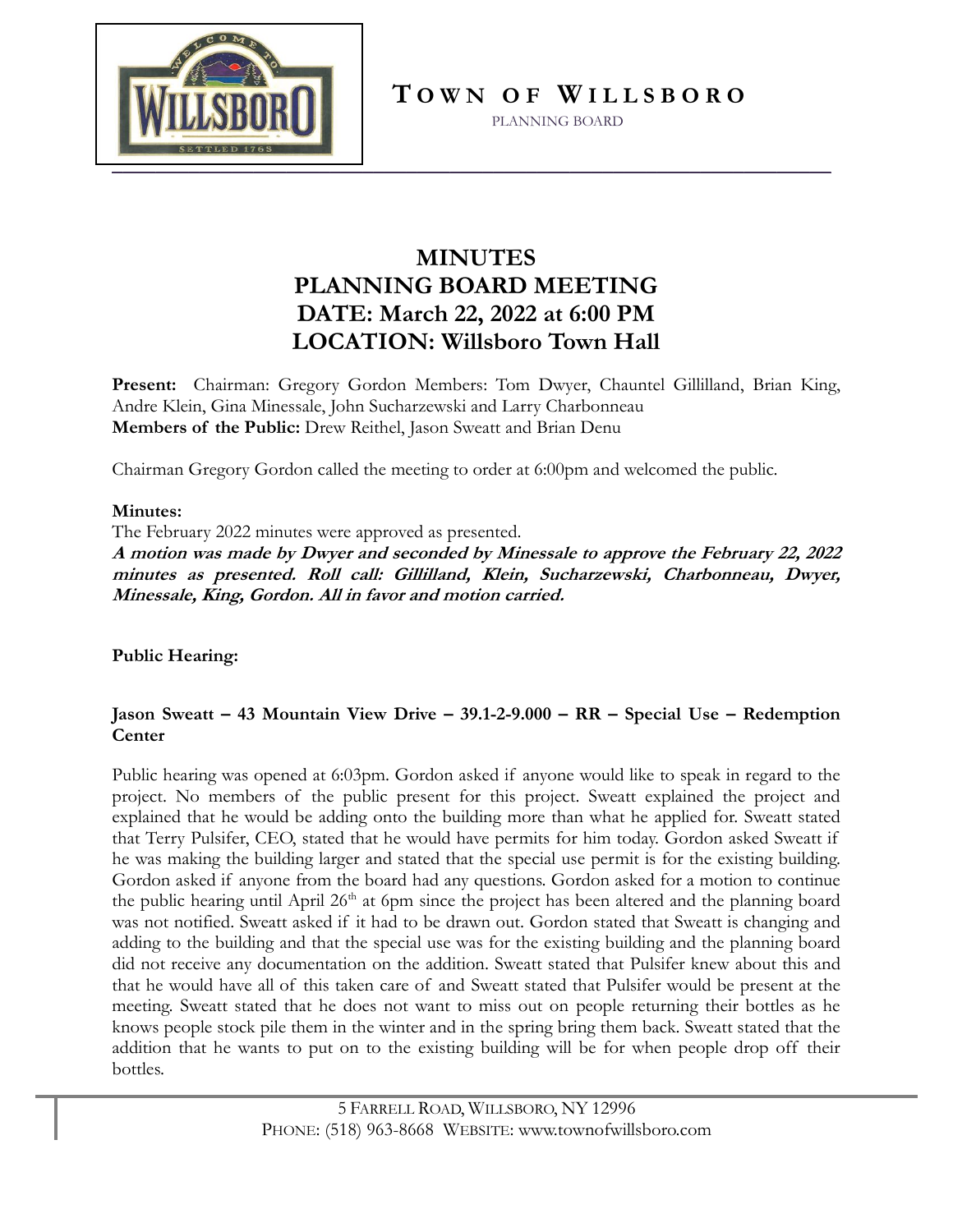**TOWN OF WILLSBORO**

PLANNING BOARD

# MINUTES
# PLANNING BOARD MEETING
# DATE: March 22, 2022 at 6:00 PM
# LOCATION: Willsboro Town Hall

**Present:** Chairman: Gregory Gordon Members: Tom Dwyer, Chauntel Gillilland, Brian King, Andre Klein, Gina Minessale, John Sucharzewski and Larry Charbonneau
**Members of the Public:** Drew Reithel, Jason Sweatt and Brian Denu

Chairman Gregory Gordon called the meeting to order at 6:00pm and welcomed the public.

**Minutes:**
The February 2022 minutes were approved as presented.
***A motion was made by Dwyer and seconded by Minessale to approve the February 22, 2022 minutes as presented. Roll call: Gillilland, Klein, Sucharzewski, Charbonneau, Dwyer, Minessale, King, Gordon. All in favor and motion carried.***

**Public Hearing:**

**Jason Sweatt – 43 Mountain View Drive – 39.1-2-9.000 – RR – Special Use – Redemption Center**

Public hearing was opened at 6:03pm. Gordon asked if anyone would like to speak in regard to the project. No members of the public present for this project. Sweatt explained the project and explained that he would be adding onto the building more than what he applied for. Sweatt stated that Terry Pulsifer, CEO, stated that he would have permits for him today. Gordon asked Sweatt if he was making the building larger and stated that the special use permit is for the existing building. Gordon asked if anyone from the board had any questions. Gordon asked for a motion to continue the public hearing until April 26th at 6pm since the project has been altered and the planning board was not notified. Sweatt asked if it had to be drawn out. Gordon stated that Sweatt is changing and adding to the building and that the special use was for the existing building and the planning board did not receive any documentation on the addition. Sweatt stated that Pulsifer knew about this and that he would have all of this taken care of and Sweatt stated that Pulsifer would be present at the meeting. Sweatt stated that he does not want to miss out on people returning their bottles as he knows people stock pile them in the winter and in the spring bring them back. Sweatt stated that the addition that he wants to put on to the existing building will be for when people drop off their bottles.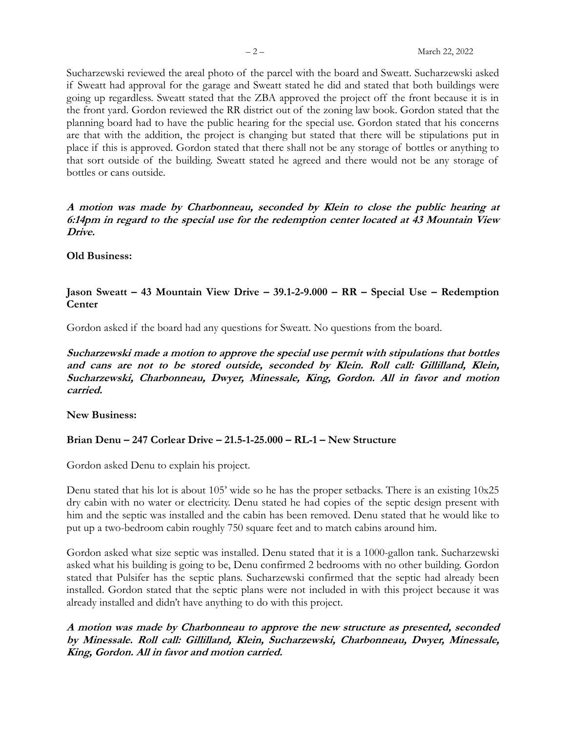Sucharzewski reviewed the areal photo of the parcel with the board and Sweatt. Sucharzewski asked if Sweatt had approval for the garage and Sweatt stated he did and stated that both buildings were going up regardless. Sweatt stated that the ZBA approved the project off the front because it is in the front yard. Gordon reviewed the RR district out of the zoning law book. Gordon stated that the planning board had to have the public hearing for the special use. Gordon stated that his concerns are that with the addition, the project is changing but stated that there will be stipulations put in place if this is approved. Gordon stated that there shall not be any storage of bottles or anything to that sort outside of the building. Sweatt stated he agreed and there would not be any storage of bottles or cans outside.

***A motion was made by Charbonneau, seconded by Klein to close the public hearing at 6:14pm in regard to the special use for the redemption center located at 43 Mountain View Drive.***

**Old Business:**

**Jason Sweatt – 43 Mountain View Drive – 39.1-2-9.000 – RR – Special Use – Redemption Center**

Gordon asked if the board had any questions for Sweatt. No questions from the board.

***Sucharzewski made a motion to approve the special use permit with stipulations that bottles and cans are not to be stored outside, seconded by Klein. Roll call: Gillilland, Klein, Sucharzewski, Charbonneau, Dwyer, Minessale, King, Gordon. All in favor and motion carried.***

**New Business:**

**Brian Denu – 247 Corlear Drive – 21.5-1-25.000 – RL-1 – New Structure**

Gordon asked Denu to explain his project.

Denu stated that his lot is about 105' wide so he has the proper setbacks. There is an existing 10x25 dry cabin with no water or electricity. Denu stated he had copies of the septic design present with him and the septic was installed and the cabin has been removed. Denu stated that he would like to put up a two-bedroom cabin roughly 750 square feet and to match cabins around him.

Gordon asked what size septic was installed. Denu stated that it is a 1000-gallon tank. Sucharzewski asked what his building is going to be, Denu confirmed 2 bedrooms with no other building. Gordon stated that Pulsifer has the septic plans. Sucharzewski confirmed that the septic had already been installed. Gordon stated that the septic plans were not included in with this project because it was already installed and didn't have anything to do with this project.

***A motion was made by Charbonneau to approve the new structure as presented, seconded by Minessale. Roll call: Gillilland, Klein, Sucharzewski, Charbonneau, Dwyer, Minessale, King, Gordon. All in favor and motion carried.***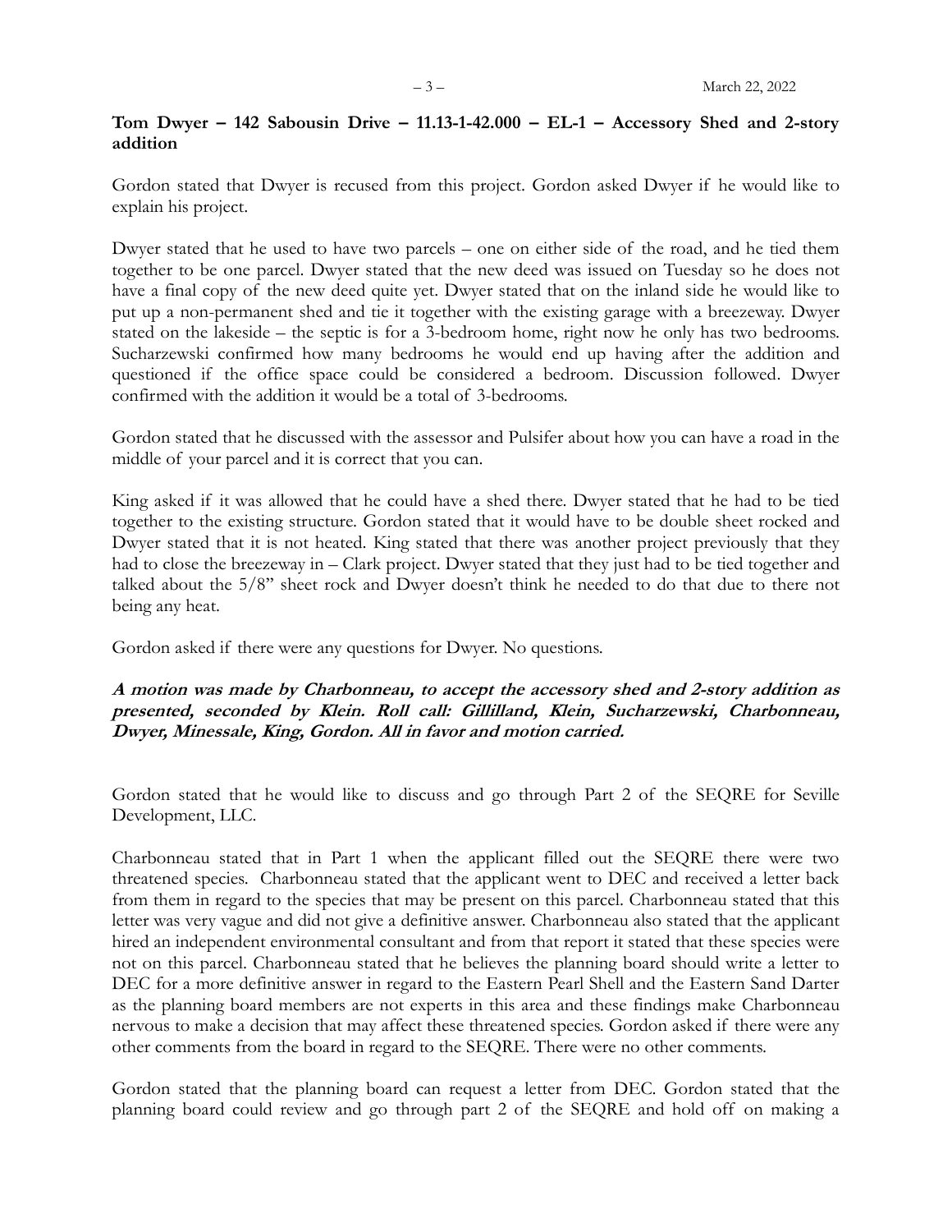**Tom Dwyer – 142 Sabousin Drive – 11.13-1-42.000 – EL-1 – Accessory Shed and 2-story addition**

Gordon stated that Dwyer is recused from this project. Gordon asked Dwyer if he would like to explain his project.

Dwyer stated that he used to have two parcels – one on either side of the road, and he tied them together to be one parcel. Dwyer stated that the new deed was issued on Tuesday so he does not have a final copy of the new deed quite yet. Dwyer stated that on the inland side he would like to put up a non-permanent shed and tie it together with the existing garage with a breezeway. Dwyer stated on the lakeside – the septic is for a 3-bedroom home, right now he only has two bedrooms. Sucharzewski confirmed how many bedrooms he would end up having after the addition and questioned if the office space could be considered a bedroom. Discussion followed. Dwyer confirmed with the addition it would be a total of 3-bedrooms.

Gordon stated that he discussed with the assessor and Pulsifer about how you can have a road in the middle of your parcel and it is correct that you can.

King asked if it was allowed that he could have a shed there. Dwyer stated that he had to be tied together to the existing structure. Gordon stated that it would have to be double sheet rocked and Dwyer stated that it is not heated. King stated that there was another project previously that they had to close the breezeway in – Clark project. Dwyer stated that they just had to be tied together and talked about the 5/8" sheet rock and Dwyer doesn't think he needed to do that due to there not being any heat.

Gordon asked if there were any questions for Dwyer. No questions.

***A motion was made by Charbonneau, to accept the accessory shed and 2-story addition as presented, seconded by Klein. Roll call: Gillilland, Klein, Sucharzewski, Charbonneau, Dwyer, Minessale, King, Gordon. All in favor and motion carried.***

Gordon stated that he would like to discuss and go through Part 2 of the SEQRE for Seville Development, LLC.

Charbonneau stated that in Part 1 when the applicant filled out the SEQRE there were two threatened species. Charbonneau stated that the applicant went to DEC and received a letter back from them in regard to the species that may be present on this parcel. Charbonneau stated that this letter was very vague and did not give a definitive answer. Charbonneau also stated that the applicant hired an independent environmental consultant and from that report it stated that these species were not on this parcel. Charbonneau stated that he believes the planning board should write a letter to DEC for a more definitive answer in regard to the Eastern Pearl Shell and the Eastern Sand Darter as the planning board members are not experts in this area and these findings make Charbonneau nervous to make a decision that may affect these threatened species. Gordon asked if there were any other comments from the board in regard to the SEQRE. There were no other comments.

Gordon stated that the planning board can request a letter from DEC. Gordon stated that the planning board could review and go through part 2 of the SEQRE and hold off on making a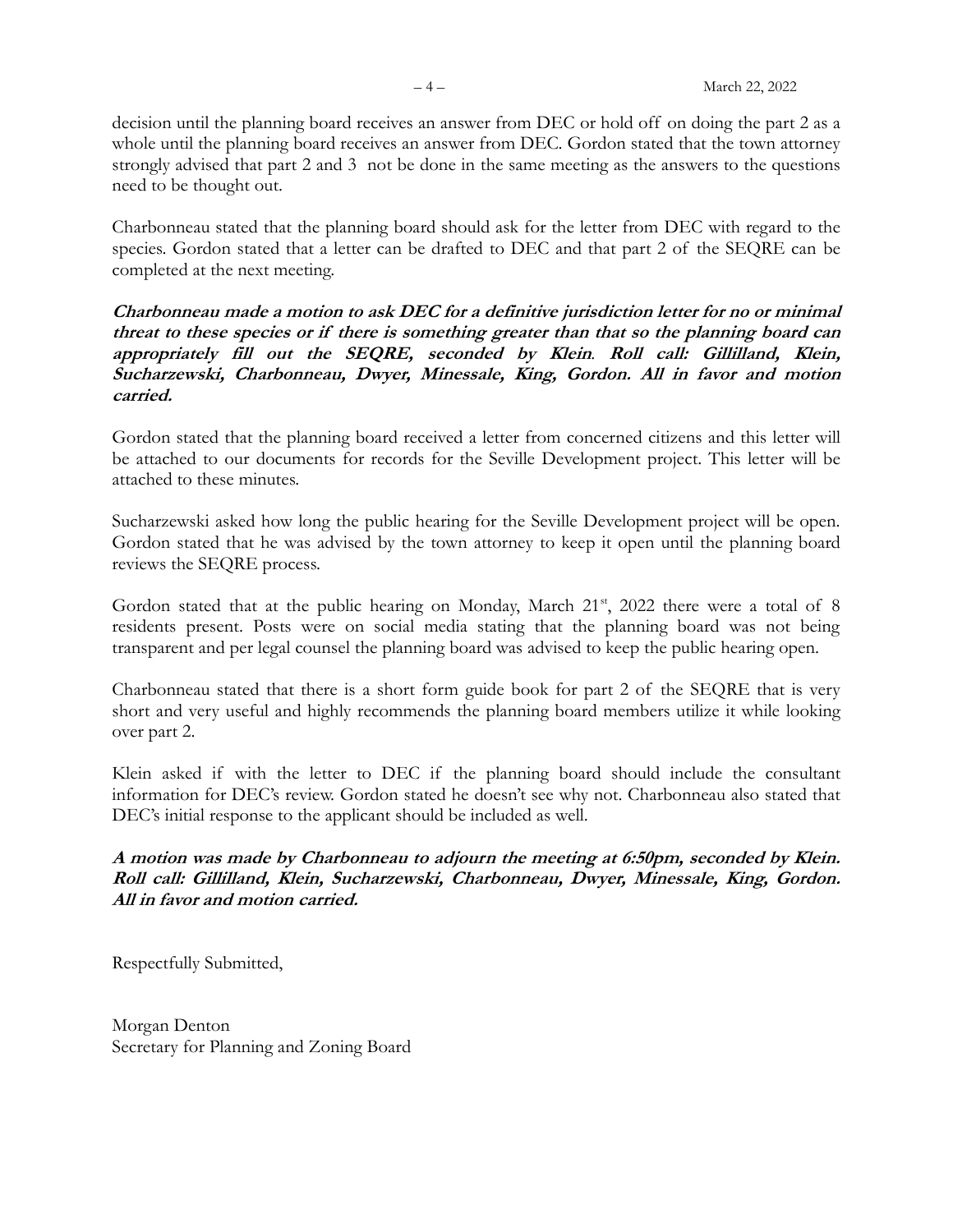decision until the planning board receives an answer from DEC or hold off on doing the part 2 as a whole until the planning board receives an answer from DEC. Gordon stated that the town attorney strongly advised that part 2 and 3 not be done in the same meeting as the answers to the questions need to be thought out.

Charbonneau stated that the planning board should ask for the letter from DEC with regard to the species. Gordon stated that a letter can be drafted to DEC and that part 2 of the SEQRE can be completed at the next meeting.

***Charbonneau made a motion to ask DEC for a definitive jurisdiction letter for no or minimal threat to these species or if there is something greater than that so the planning board can appropriately fill out the SEQRE, seconded by Klein. Roll call: Gillilland, Klein, Sucharzewski, Charbonneau, Dwyer, Minessale, King, Gordon. All in favor and motion carried.***

Gordon stated that the planning board received a letter from concerned citizens and this letter will be attached to our documents for records for the Seville Development project. This letter will be attached to these minutes.

Sucharzewski asked how long the public hearing for the Seville Development project will be open. Gordon stated that he was advised by the town attorney to keep it open until the planning board reviews the SEQRE process.

Gordon stated that at the public hearing on Monday, March 21st, 2022 there were a total of 8 residents present. Posts were on social media stating that the planning board was not being transparent and per legal counsel the planning board was advised to keep the public hearing open.

Charbonneau stated that there is a short form guide book for part 2 of the SEQRE that is very short and very useful and highly recommends the planning board members utilize it while looking over part 2.

Klein asked if with the letter to DEC if the planning board should include the consultant information for DEC's review. Gordon stated he doesn't see why not. Charbonneau also stated that DEC's initial response to the applicant should be included as well.

***A motion was made by Charbonneau to adjourn the meeting at 6:50pm, seconded by Klein. Roll call: Gillilland, Klein, Sucharzewski, Charbonneau, Dwyer, Minessale, King, Gordon. All in favor and motion carried.***

Respectfully Submitted,

Morgan Denton
Secretary for Planning and Zoning Board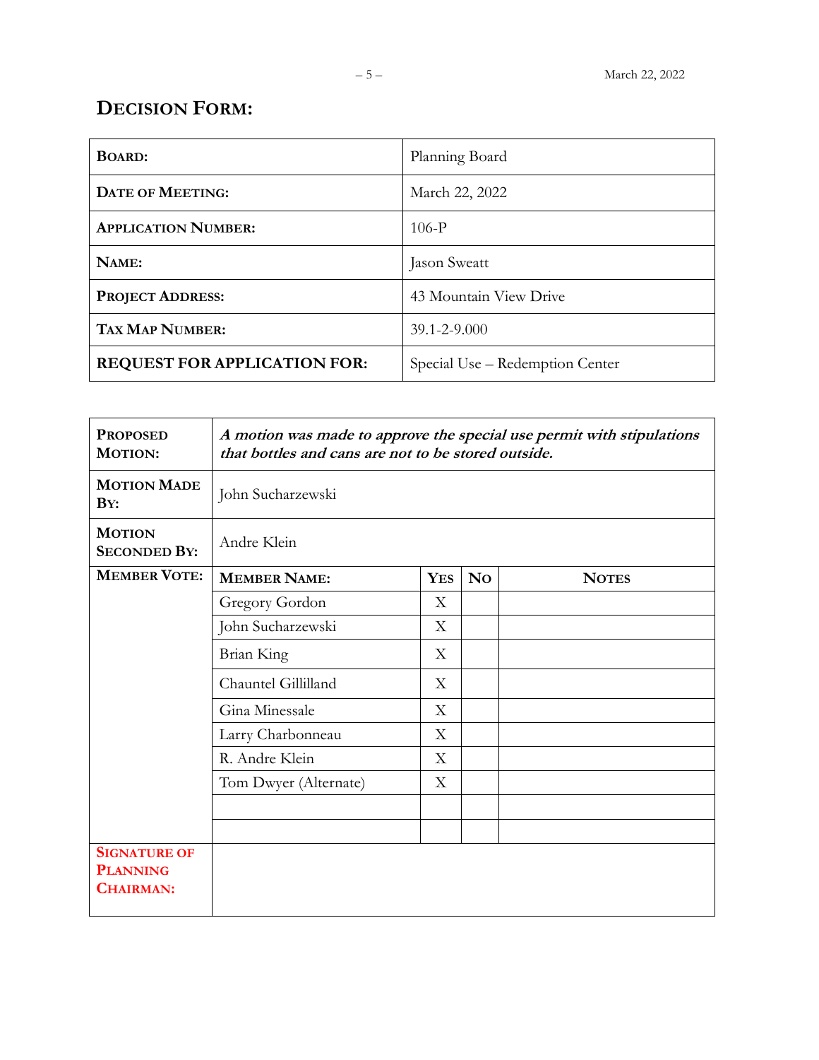## DECISION FORM:

| | |
|---|---|
| **BOARD:** | Planning Board |
| **DATE OF MEETING:** | March 22, 2022 |
| **APPLICATION NUMBER:** | 106-P |
| **NAME:** | Jason Sweatt |
| **PROJECT ADDRESS:** | 43 Mountain View Drive |
| **TAX MAP NUMBER:** | 39.1-2-9.000 |
| **REQUEST FOR APPLICATION FOR:** | Special Use – Redemption Center |

| | | | | |
|---|---|---|---|---|
| **PROPOSED MOTION:** | ***A motion was made to approve the special use permit with stipulations that bottles and cans are not to be stored outside.*** | | | |
| **MOTION MADE BY:** | John Sucharzewski | | | |
| **MOTION SECONDED BY:** | Andre Klein | | | |
| **MEMBER VOTE:** | **MEMBER NAME:** | **YES** | **NO** | **NOTES** |
| | Gregory Gordon | X | | |
| | John Sucharzewski | X | | |
| | Brian King | X | | |
| | Chauntel Gillilland | X | | |
| | Gina Minessale | X | | |
| | Larry Charbonneau | X | | |
| | R. Andre Klein | X | | |
| | Tom Dwyer (Alternate) | X | | |
| | | | | |
| | | | | |
| **SIGNATURE OF PLANNING CHAIRMAN:** | | | | |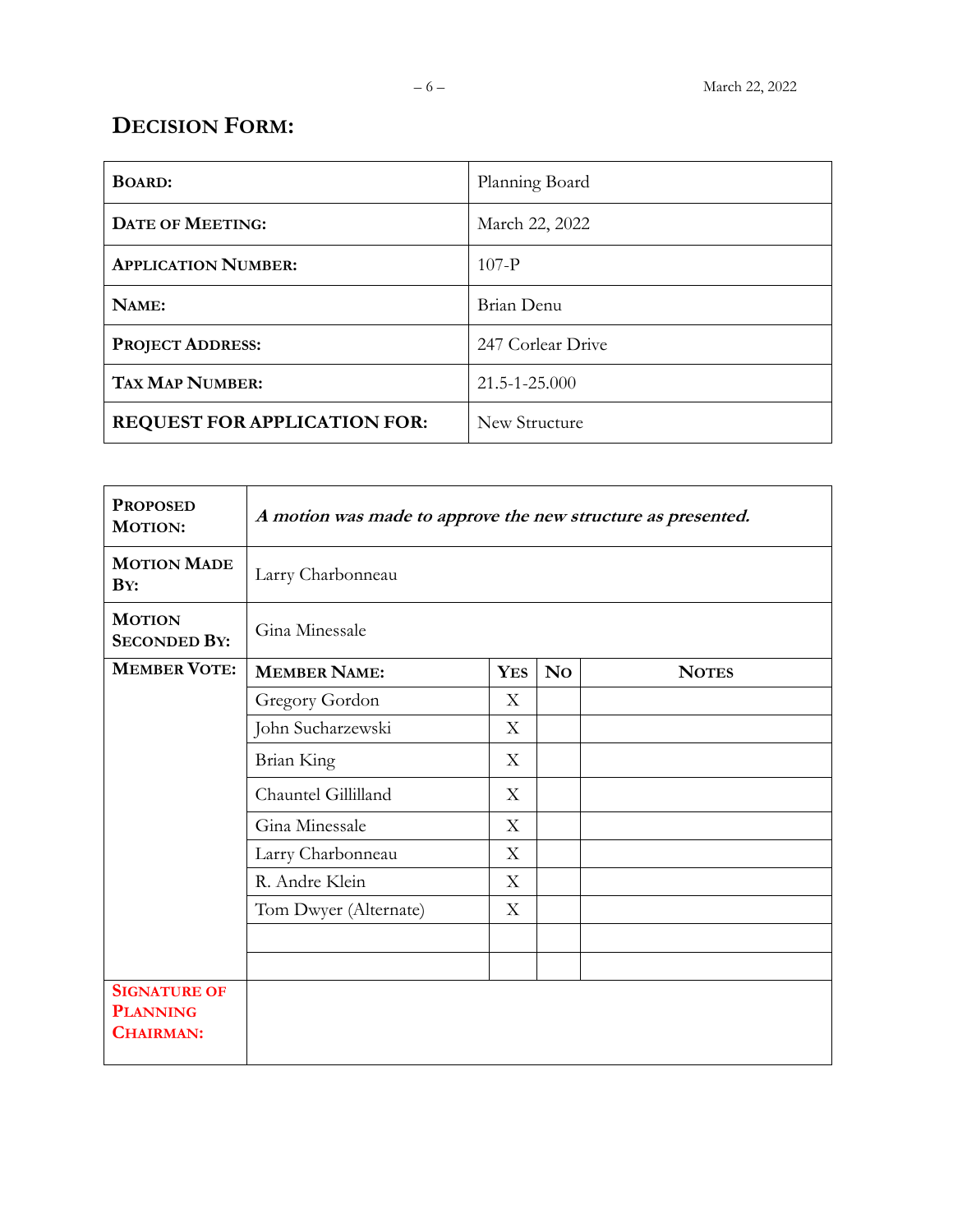## DECISION FORM:

| **BOARD:** | Planning Board |
|---|---|
| **DATE OF MEETING:** | March 22, 2022 |
| **APPLICATION NUMBER:** | 107-P |
| **NAME:** | Brian Denu |
| **PROJECT ADDRESS:** | 247 Corlear Drive |
| **TAX MAP NUMBER:** | 21.5-1-25.000 |
| **REQUEST FOR APPLICATION FOR:** | New Structure |

| **PROPOSED MOTION:** | ***A motion was made to approve the new structure as presented.*** | | | |
|---|---|---|---|---|
| **MOTION MADE BY:** | Larry Charbonneau | | | |
| **MOTION SECONDED BY:** | Gina Minessale | | | |
| **MEMBER VOTE:** | **MEMBER NAME:** | **YES** | **NO** | **NOTES** |
| | Gregory Gordon | X | | |
| | John Sucharzewski | X | | |
| | Brian King | X | | |
| | Chauntel Gillilland | X | | |
| | Gina Minessale | X | | |
| | Larry Charbonneau | X | | |
| | R. Andre Klein | X | | |
| | Tom Dwyer (Alternate) | X | | |
| | | | | |
| | | | | |
| **SIGNATURE OF PLANNING CHAIRMAN:** | | | | |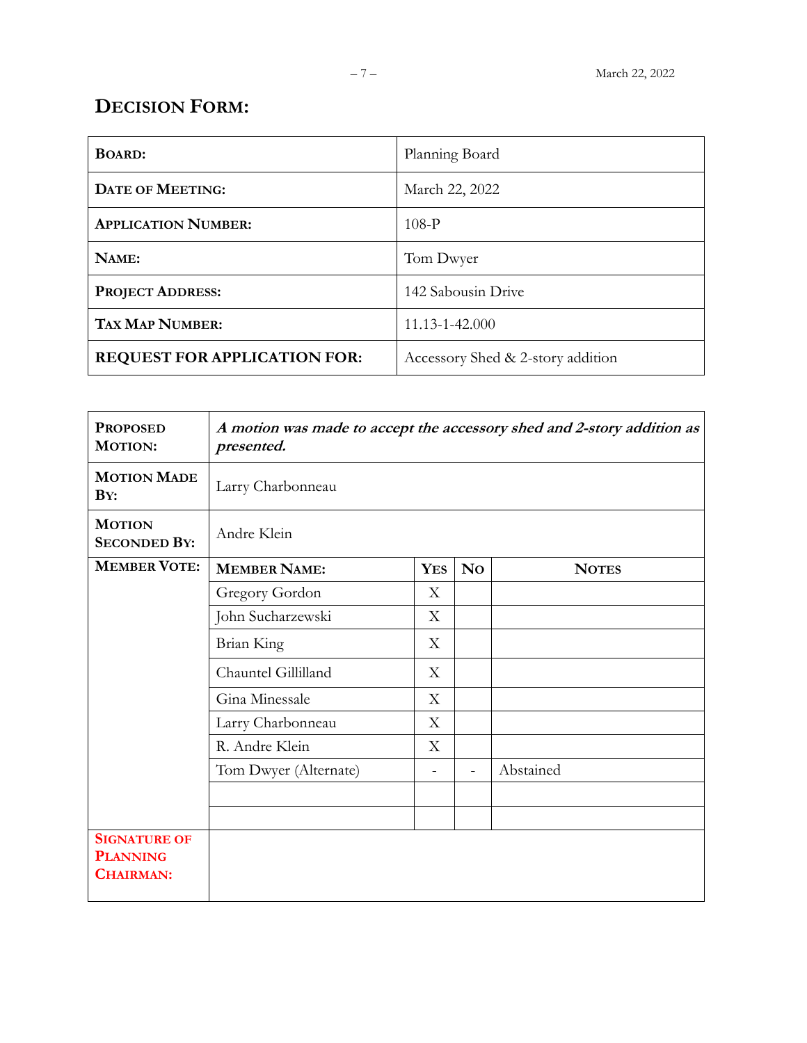## DECISION FORM:

| | |
|---|---|
| **BOARD:** | Planning Board |
| **DATE OF MEETING:** | March 22, 2022 |
| **APPLICATION NUMBER:** | 108-P |
| **NAME:** | Tom Dwyer |
| **PROJECT ADDRESS:** | 142 Sabousin Drive |
| **TAX MAP NUMBER:** | 11.13-1-42.000 |
| **REQUEST FOR APPLICATION FOR:** | Accessory Shed & 2-story addition |

| | | | | |
|---|---|---|---|---|
| **PROPOSED MOTION:** | ***A motion was made to accept the accessory shed and 2-story addition as presented.*** | | | |
| **MOTION MADE BY:** | Larry Charbonneau | | | |
| **MOTION SECONDED BY:** | Andre Klein | | | |
| **MEMBER VOTE:** | **MEMBER NAME:** | **YES** | **NO** | **NOTES** |
| | Gregory Gordon | X | | |
| | John Sucharzewski | X | | |
| | Brian King | X | | |
| | Chauntel Gillilland | X | | |
| | Gina Minessale | X | | |
| | Larry Charbonneau | X | | |
| | R. Andre Klein | X | | |
| | Tom Dwyer (Alternate) | - | - | Abstained |
| | | | | |
| | | | | |
| **SIGNATURE OF PLANNING CHAIRMAN:** | | | | |